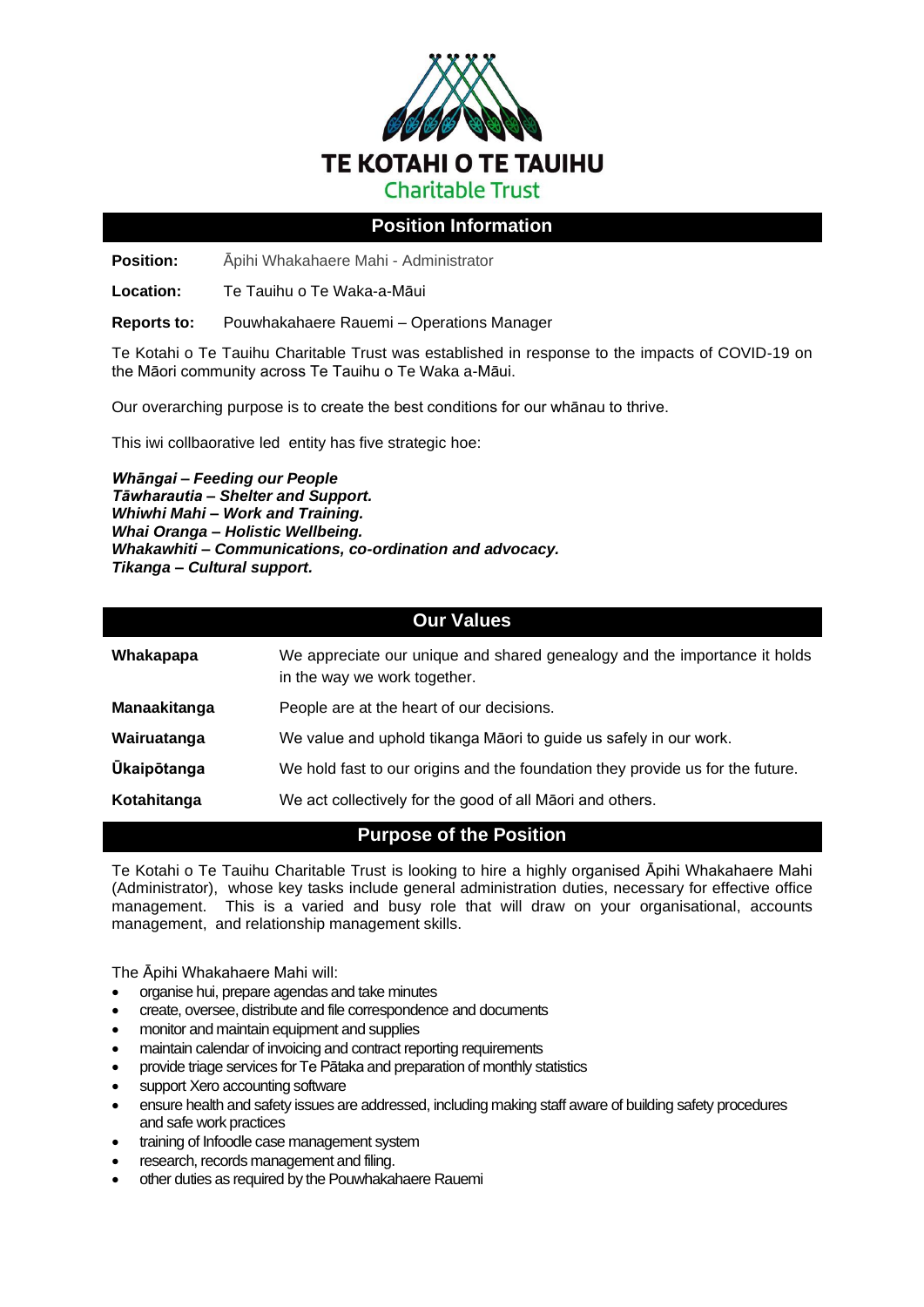# TE KOTAHI O TE TAUIHU

Charitable Trust

## Position Information

**Position:** Āpihi Whakahaere Mahi - Administrator

**Location:** Te Tauihu o Te Waka-a-Māui

**Reports to:** Pouwhakahaere Rauemi – Operations Manager

Te Kotahi o Te Tauihu Charitable Trust was established in response to the impacts of COVID-19 on the Māori community across Te Tauihu o Te Waka a-Māui.

Our overarching purpose is to create the best conditions for our whānau to thrive.

This iwi collbaorative led entity has five strategic hoe:

***Whāngai – Feeding our People***
***Tāwharautia – Shelter and Support.***
***Whiwhi Mahi – Work and Training.***
***Whai Oranga – Holistic Wellbeing.***
***Whakawhiti – Communications, co-ordination and advocacy.***
***Tikanga – Cultural support.***

## Our Values

| | |
|---|---|
| **Whakapapa** | We appreciate our unique and shared genealogy and the importance it holds in the way we work together. |
| **Manaakitanga** | People are at the heart of our decisions. |
| **Wairuatanga** | We value and uphold tikanga Māori to guide us safely in our work. |
| **Ūkaipōtanga** | We hold fast to our origins and the foundation they provide us for the future. |
| **Kotahitanga** | We act collectively for the good of all Māori and others. |

## Purpose of the Position

Te Kotahi o Te Tauihu Charitable Trust is looking to hire a highly organised Āpihi Whakahaere Mahi (Administrator), whose key tasks include general administration duties, necessary for effective office management. This is a varied and busy role that will draw on your organisational, accounts management, and relationship management skills.

The Āpihi Whakahaere Mahi will:

- organise hui, prepare agendas and take minutes
- create, oversee, distribute and file correspondence and documents
- monitor and maintain equipment and supplies
- maintain calendar of invoicing and contract reporting requirements
- provide triage services for Te Pātaka and preparation of monthly statistics
- support Xero accounting software
- ensure health and safety issues are addressed, including making staff aware of building safety procedures and safe work practices
- training of Infoodle case management system
- research, records management and filing.
- other duties as required by the Pouwhakahaere Rauemi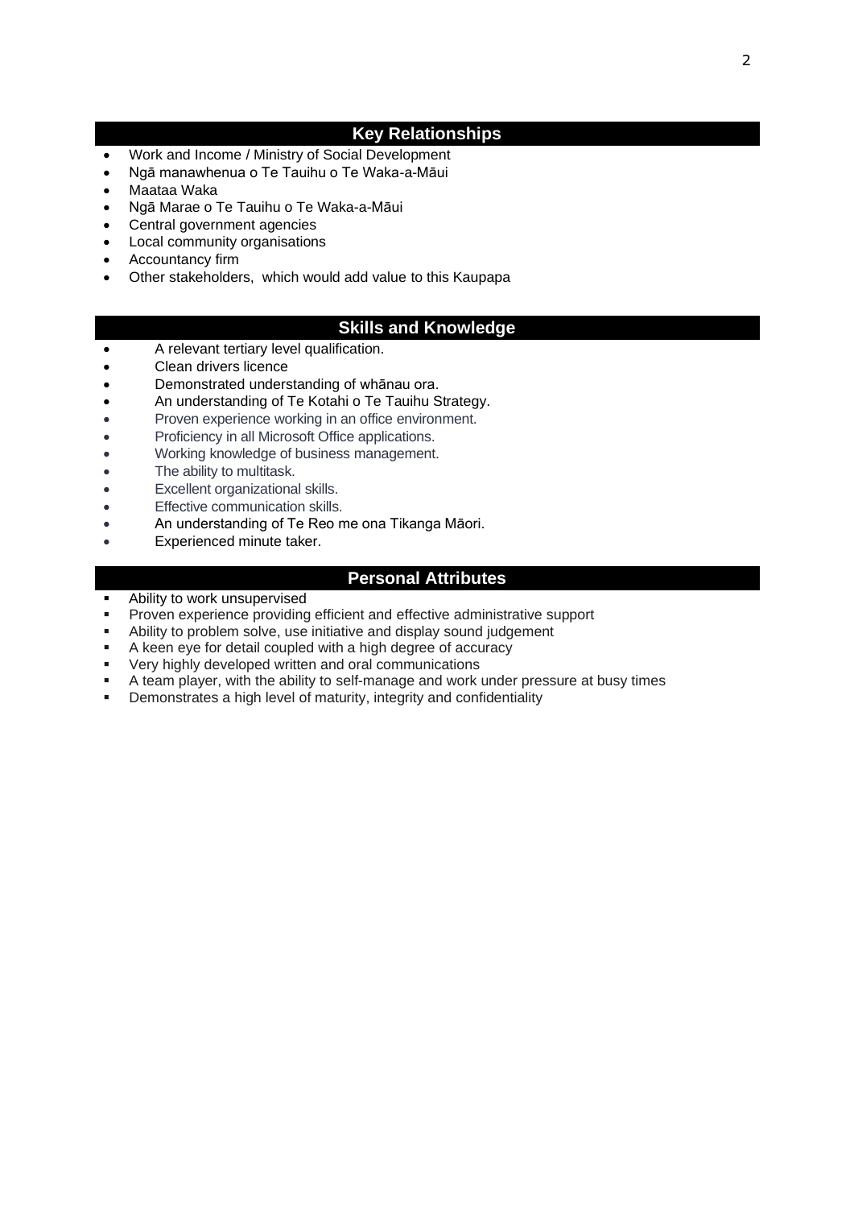## Key Relationships

- Work and Income / Ministry of Social Development
- Ngā manawhenua o Te Tauihu o Te Waka-a-Māui
- Maataa Waka
- Ngā Marae o Te Tauihu o Te Waka-a-Māui
- Central government agencies
- Local community organisations
- Accountancy firm
- Other stakeholders, which would add value to this Kaupapa

## Skills and Knowledge

- A relevant tertiary level qualification.
- Clean drivers licence
- Demonstrated understanding of whānau ora.
- An understanding of Te Kotahi o Te Tauihu Strategy.
- Proven experience working in an office environment.
- Proficiency in all Microsoft Office applications.
- Working knowledge of business management.
- The ability to multitask.
- Excellent organizational skills.
- Effective communication skills.
- An understanding of Te Reo me ona Tikanga Māori.
- Experienced minute taker.

## Personal Attributes

- Ability to work unsupervised
- Proven experience providing efficient and effective administrative support
- Ability to problem solve, use initiative and display sound judgement
- A keen eye for detail coupled with a high degree of accuracy
- Very highly developed written and oral communications
- A team player, with the ability to self-manage and work under pressure at busy times
- Demonstrates a high level of maturity, integrity and confidentiality